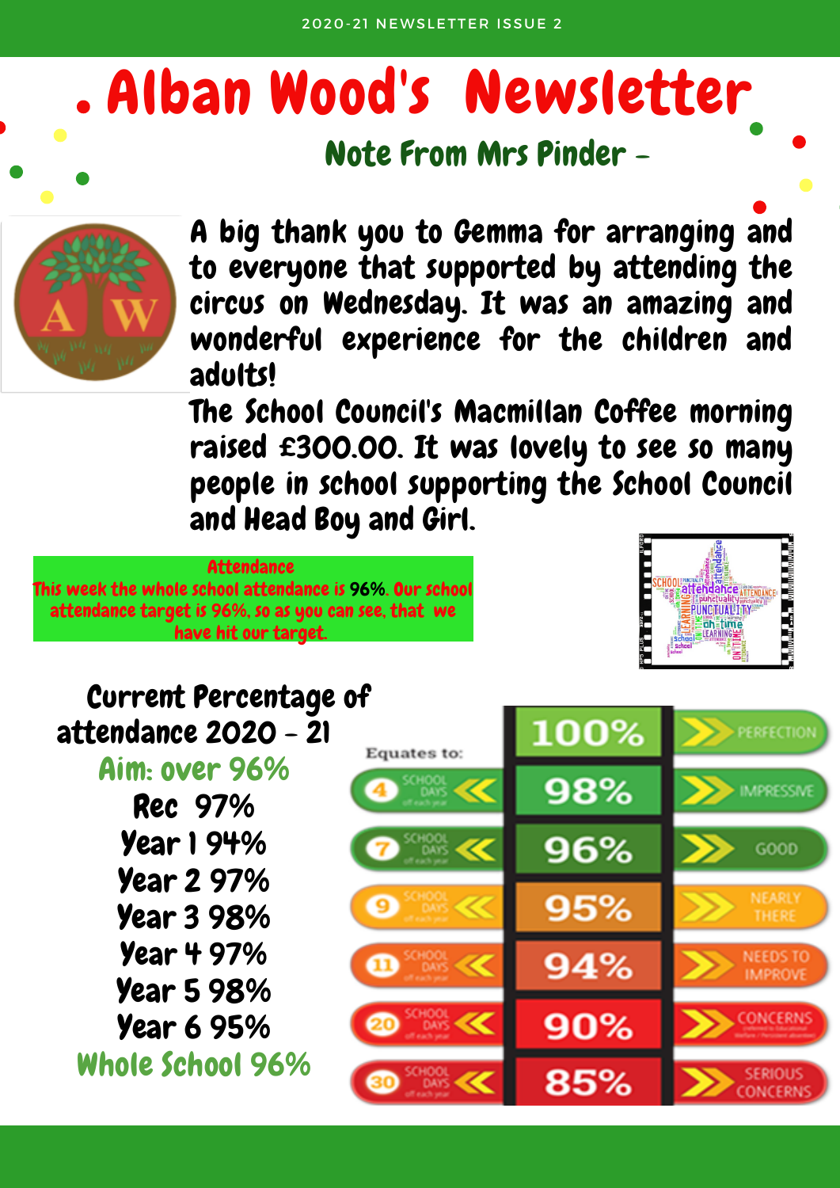# Alban Wood's Newsletter

## Note From Mrs Pinder -

A big thank you to Gemma for arranging and to everyone that supported by attending the circus on Wednesday. It was an amazing and wonderful experience for the children and adults!

The School Council's Macmillan Coffee morning raised £300.00. It was lovely to see so many people in school supporting the School Council and Head Boy and Girl.

**Attendance**

This week the whole school attendance is **96%**. Our school attendance target is 96%, so as you can see, that we have hit our target.

### Current Percentage of attendance 2020 - 21

Aim: over 96%

Rec 97%
Year 1 94%
Year 2 97%
Year 3 98%
Year 4 97%
Year 5 98%
Year 6 95%
**Whole School 96%**

| Equates to: | | |
|---|---|---|
| | 100% | PERFECTION |
| 4 SCHOOL DAYS off each year | 98% | IMPRESSIVE |
| 7 SCHOOL DAYS off each year | 96% | GOOD |
| 9 SCHOOL DAYS off each year | 95% | NEARLY THERE |
| 11 SCHOOL DAYS off each year | 94% | NEEDS TO IMPROVE |
| 20 SCHOOL DAYS off each year | 90% | CONCERNS |
| 30 SCHOOL DAYS off each year | 85% | SERIOUS CONCERNS |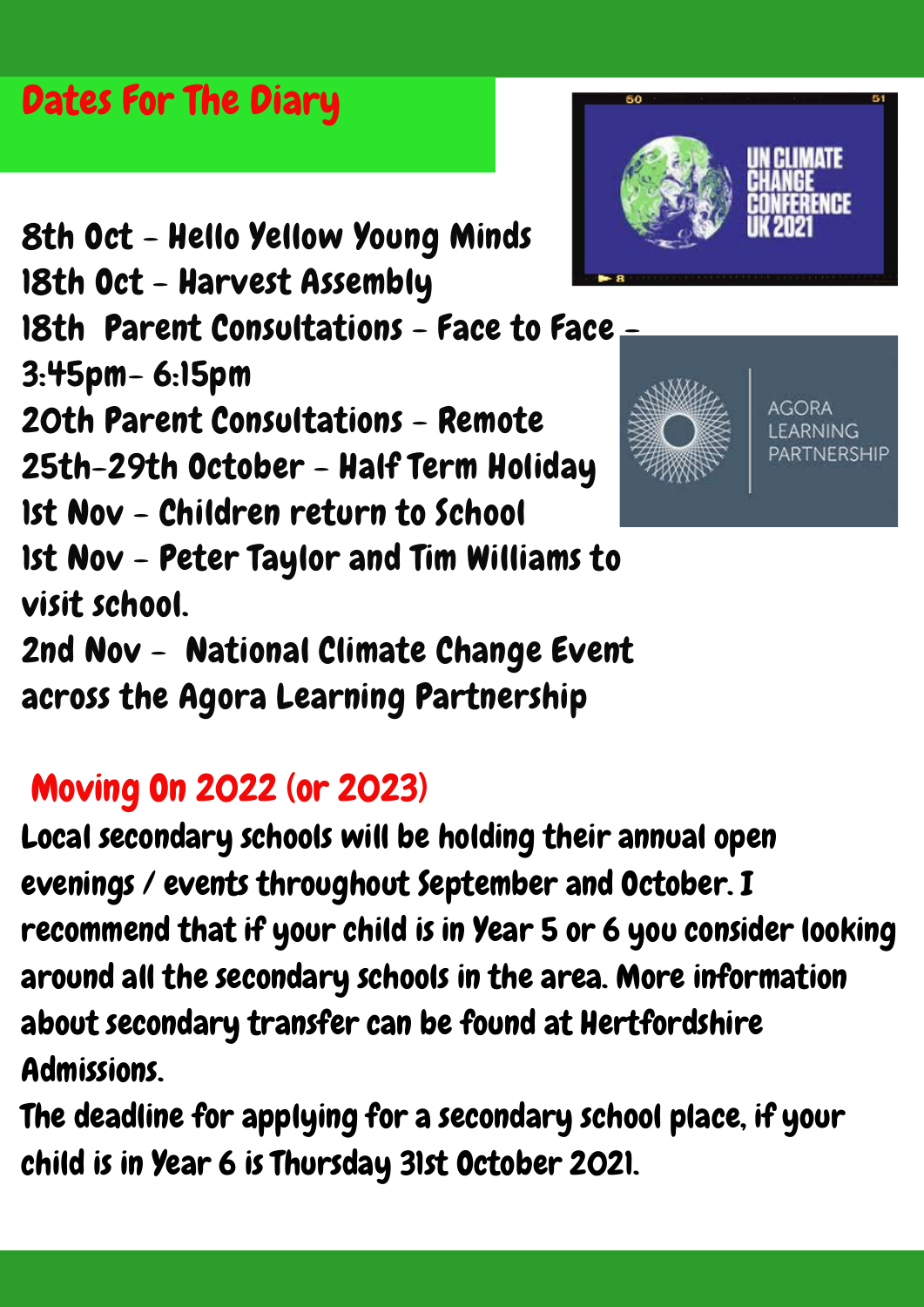## Dates For The Diary

8th Oct – Hello Yellow Young Minds
18th Oct – Harvest Assembly
18th Parent Consultations – Face to Face – 3:45pm- 6:15pm
20th Parent Consultations – Remote
25th-29th October – Half Term Holiday
1st Nov – Children return to School
1st Nov – Peter Taylor and Tim Williams to visit school.
2nd Nov – National Climate Change Event across the Agora Learning Partnership

## Moving On 2022 (or 2023)

Local secondary schools will be holding their annual open evenings / events throughout September and October. I recommend that if your child is in Year 5 or 6 you consider looking around all the secondary schools in the area. More information about secondary transfer can be found at Hertfordshire Admissions.

The deadline for applying for a secondary school place, if your child is in Year 6 is Thursday 31st October 2021.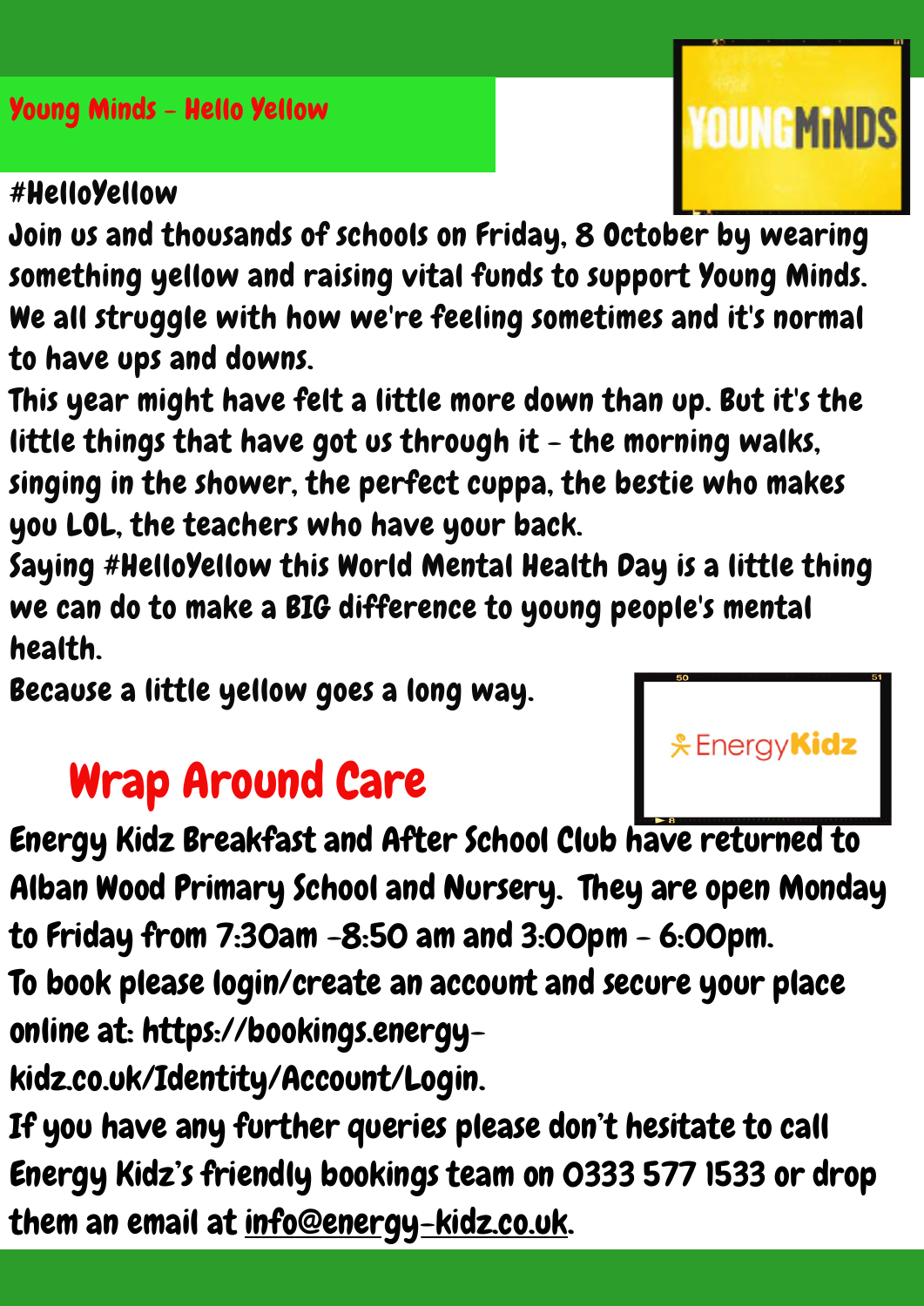## Young Minds - Hello Yellow

#HelloYellow

Join us and thousands of schools on Friday, 8 October by wearing something yellow and raising vital funds to support Young Minds. We all struggle with how we're feeling sometimes and it's normal to have ups and downs.

This year might have felt a little more down than up. But it's the little things that have got us through it - the morning walks, singing in the shower, the perfect cuppa, the bestie who makes you LOL, the teachers who have your back.

Saying #HelloYellow this World Mental Health Day is a little thing we can do to make a BIG difference to young people's mental health.

Because a little yellow goes a long way.

## Wrap Around Care

Energy Kidz Breakfast and After School Club have returned to Alban Wood Primary School and Nursery. They are open Monday to Friday from 7:30am -8:50 am and 3:00pm - 6:00pm.

To book please login/create an account and secure your place online at: https://bookings.energy-kidz.co.uk/Identity/Account/Login.

If you have any further queries please don't hesitate to call Energy Kidz's friendly bookings team on 0333 577 1533 or drop them an email at info@energy-kidz.co.uk.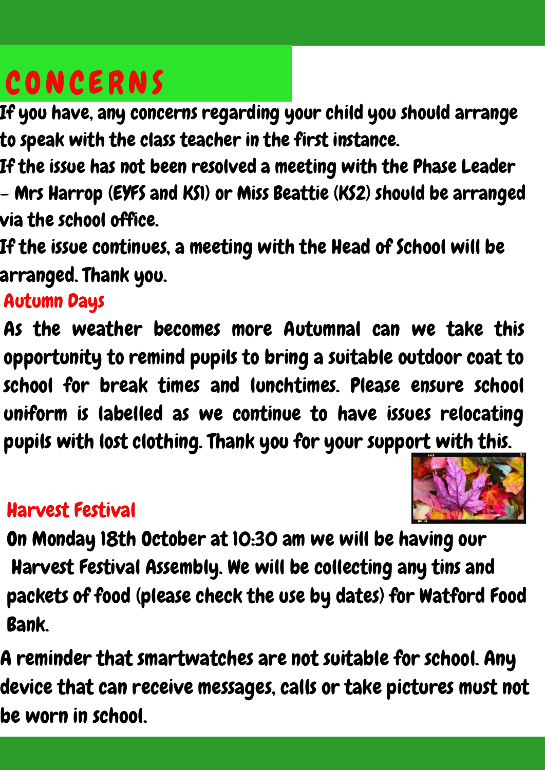# CONCERNS

If you have, any concerns regarding your child you should arrange to speak with the class teacher in the first instance.

If the issue has not been resolved a meeting with the Phase Leader – Mrs Harrop (EYFS and KS1) or Miss Beattie (KS2) should be arranged via the school office.

If the issue continues, a meeting with the Head of School will be arranged. Thank you.

## Autumn Days

As the weather becomes more Autumnal can we take this opportunity to remind pupils to bring a suitable outdoor coat to school for break times and lunchtimes. Please ensure school uniform is labelled as we continue to have issues relocating pupils with lost clothing. Thank you for your support with this.

## Harvest Festival

On Monday 18th October at 10:30 am we will be having our Harvest Festival Assembly. We will be collecting any tins and packets of food (please check the use by dates) for Watford Food Bank.

A reminder that smartwatches are not suitable for school. Any device that can receive messages, calls or take pictures must not be worn in school.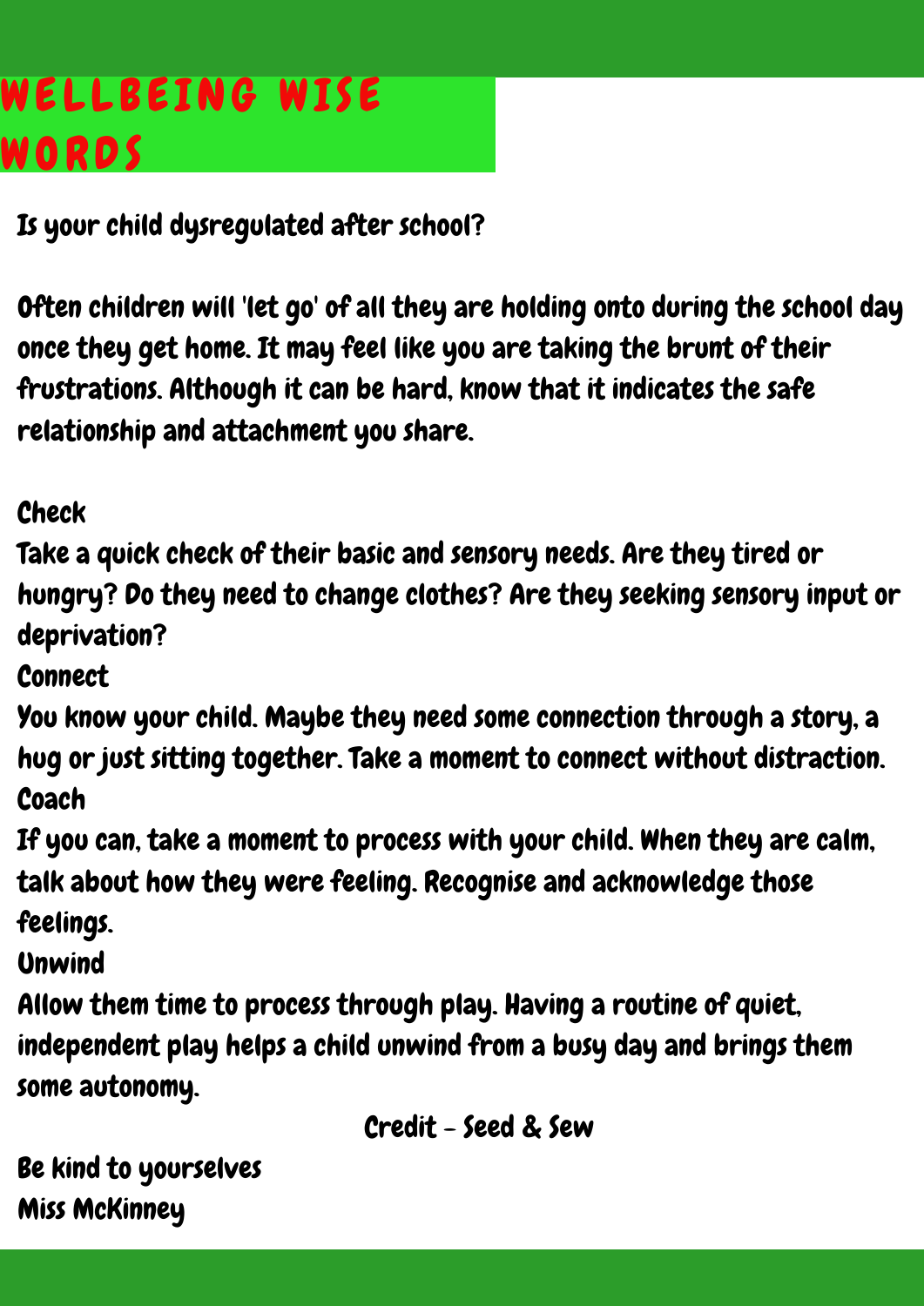# WELLBEING WISE WORDS

Is your child dysregulated after school?

Often children will 'let go' of all they are holding onto during the school day once they get home. It may feel like you are taking the brunt of their frustrations. Although it can be hard, know that it indicates the safe relationship and attachment you share.

**Check**

Take a quick check of their basic and sensory needs. Are they tired or hungry? Do they need to change clothes? Are they seeking sensory input or deprivation?

**Connect**

You know your child. Maybe they need some connection through a story, a hug or just sitting together. Take a moment to connect without distraction.

**Coach**

If you can, take a moment to process with your child. When they are calm, talk about how they were feeling. Recognise and acknowledge those feelings.

**Unwind**

Allow them time to process through play. Having a routine of quiet, independent play helps a child unwind from a busy day and brings them some autonomy.

Credit - Seed & Sew

Be kind to yourselves
Miss McKinney